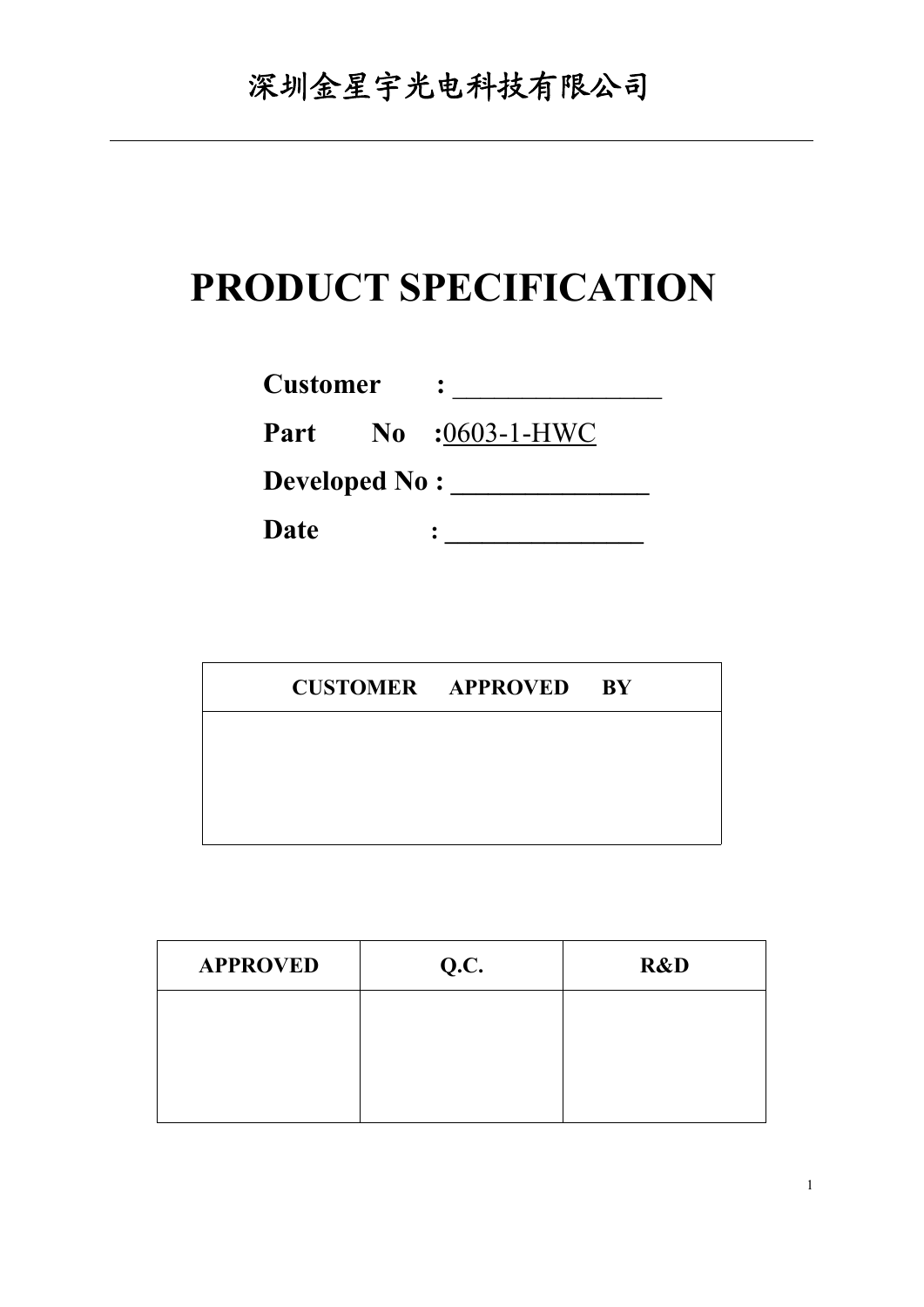深圳金星宇光电科技有限公司

# PRODUCT SPECIFICATION

**Customer** : ________________

**Part No** :0603-1-HWC

**Developed No :** _______________

**Date** : _______________

| CUSTOMER APPROVED BY |
| --- |
| |

| APPROVED | Q.C. | R&D |
| --- | --- | --- |
| | | |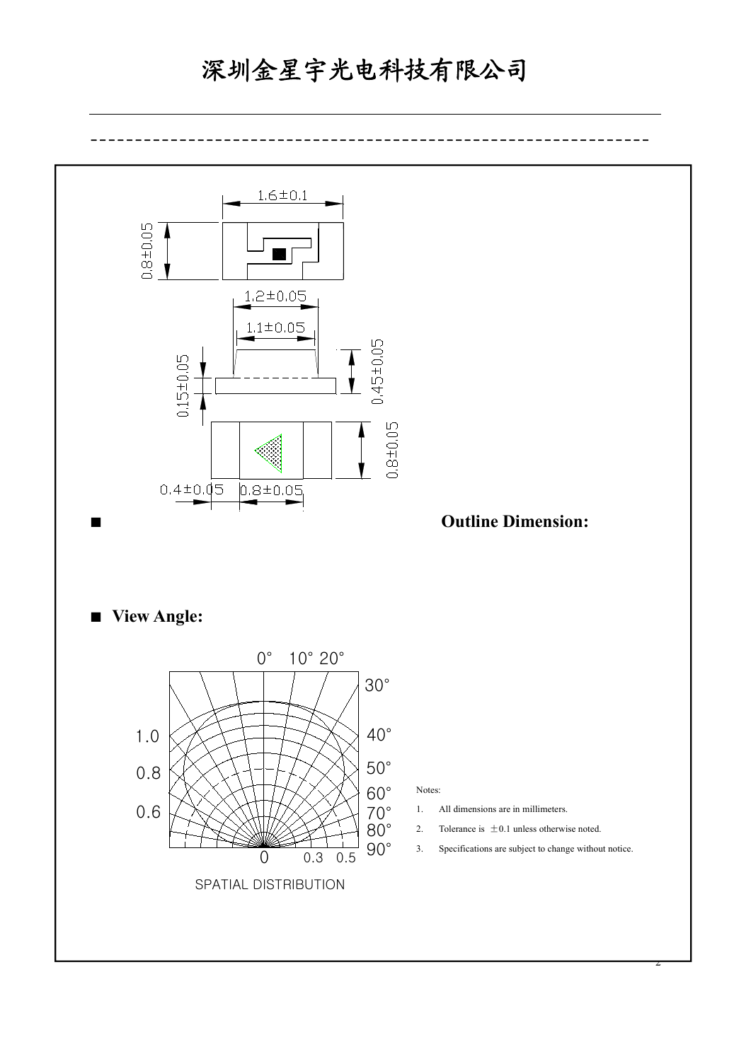# 深圳金星宇光电科技有限公司

1.6±0.1

0.8±0.05

1.2±0.05

1.1±0.05

0.15±0.05

0.45±0.05

0.8±0.05

0.4±0.05

0.8±0.05

■ **Outline Dimension:**

■ **View Angle:**

0° 10° 20° 30° 40° 50° 60° 70° 80° 90°

1.0 0.8 0.6 0 0.3 0.5

SPATIAL DISTRIBUTION

Notes:

1. All dimensions are in millimeters.
2. Tolerance is ±0.1 unless otherwise noted.
3. Specifications are subject to change without notice.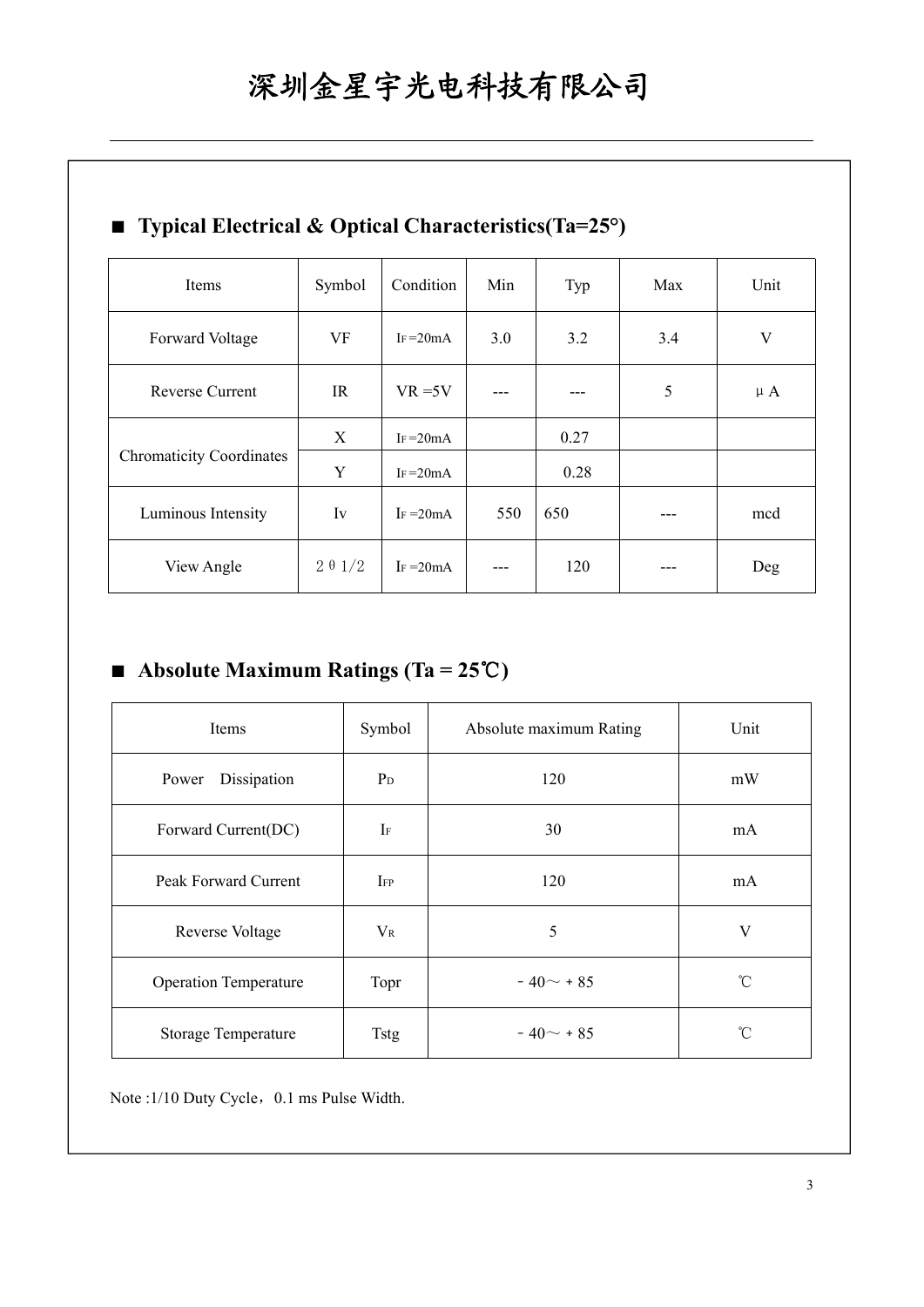# 深圳金星宇光电科技有限公司

## ■ Typical Electrical & Optical Characteristics(Ta=25°)

| Items | Symbol | Condition | Min | Typ | Max | Unit |
|---|---|---|---|---|---|---|
| Forward Voltage | VF | $I_F$=20mA | 3.0 | 3.2 | 3.4 | V |
| Reverse Current | IR | VR =5V | --- | --- | 5 | μA |
| Chromaticity Coordinates | X | $I_F$=20mA | | 0.27 | | |
| | Y | $I_F$=20mA | | 0.28 | | |
| Luminous Intensity | Iv | $I_F$ =20mA | 550 | 650 | --- | mcd |
| View Angle | 2θ1/2 | $I_F$ =20mA | --- | 120 | --- | Deg |

## ■ Absolute Maximum Ratings (Ta = 25℃)

| Items | Symbol | Absolute maximum Rating | Unit |
|---|---|---|---|
| Power Dissipation | $P_D$ | 120 | mW |
| Forward Current(DC) | $I_F$ | 30 | mA |
| Peak Forward Current | $I_{FP}$ | 120 | mA |
| Reverse Voltage | $V_R$ | 5 | V |
| Operation Temperature | Topr | －40～＋85 | ℃ |
| Storage Temperature | Tstg | －40～＋85 | ℃ |

Note :1/10 Duty Cycle，0.1 ms Pulse Width.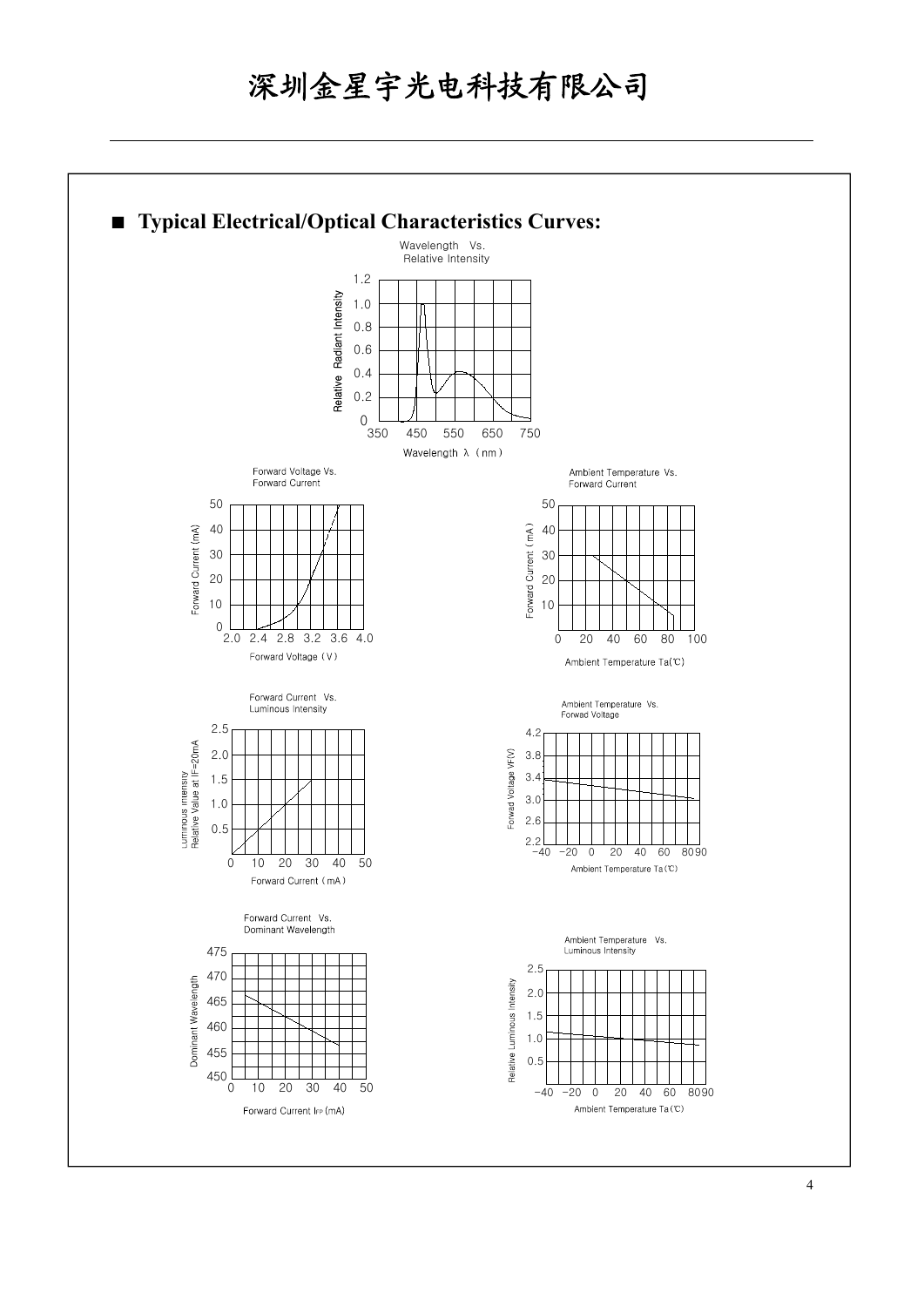# 深圳金星宇光电科技有限公司

## ■ Typical Electrical/Optical Characteristics Curves:

Wavelength Vs. Relative Intensity

Relative Radiant Intensity: 1.2, 1.0, 0.8, 0.6, 0.4, 0.2, 0

Wavelength λ (nm): 350, 450, 550, 650, 750

Forward Voltage Vs. Forward Current

Forward Current (mA): 50, 40, 30, 20, 10, 0

Forward Voltage (V): 2.0, 2.4, 2.8, 3.2, 3.6, 4.0

Ambient Temperature Vs. Forward Current

Forward Current (mA): 50, 40, 30, 20, 10

Ambient Temperature Ta(℃): 0, 20, 40, 60, 80, 100

Forward Current Vs. Luminous Intensity

Luminous Intensity Relative Value at IF=20mA: 2.5, 2.0, 1.5, 1.0, 0.5

Forward Current (mA): 0, 10, 20, 30, 40, 50

Ambient Temperature Vs. Forwad Voltage

Forwad Voltage VF(V): 4.2, 3.8, 3.4, 3.0, 2.6, 2.2

Ambient Temperature Ta(℃): −40, −20, 0, 20, 40, 60, 80, 90

Forward Current Vs. Dominant Wavelength

Dominant Wavelength: 475, 470, 465, 460, 455, 450

Forward Current IFP (mA): 0, 10, 20, 30, 40, 50

Ambient Temperature Vs. Luminous Intensity

Relative Luminous Intensity: 2.5, 2.0, 1.5, 1.0, 0.5

Ambient Temperature Ta(℃): −40, −20, 0, 20, 40, 60, 80, 90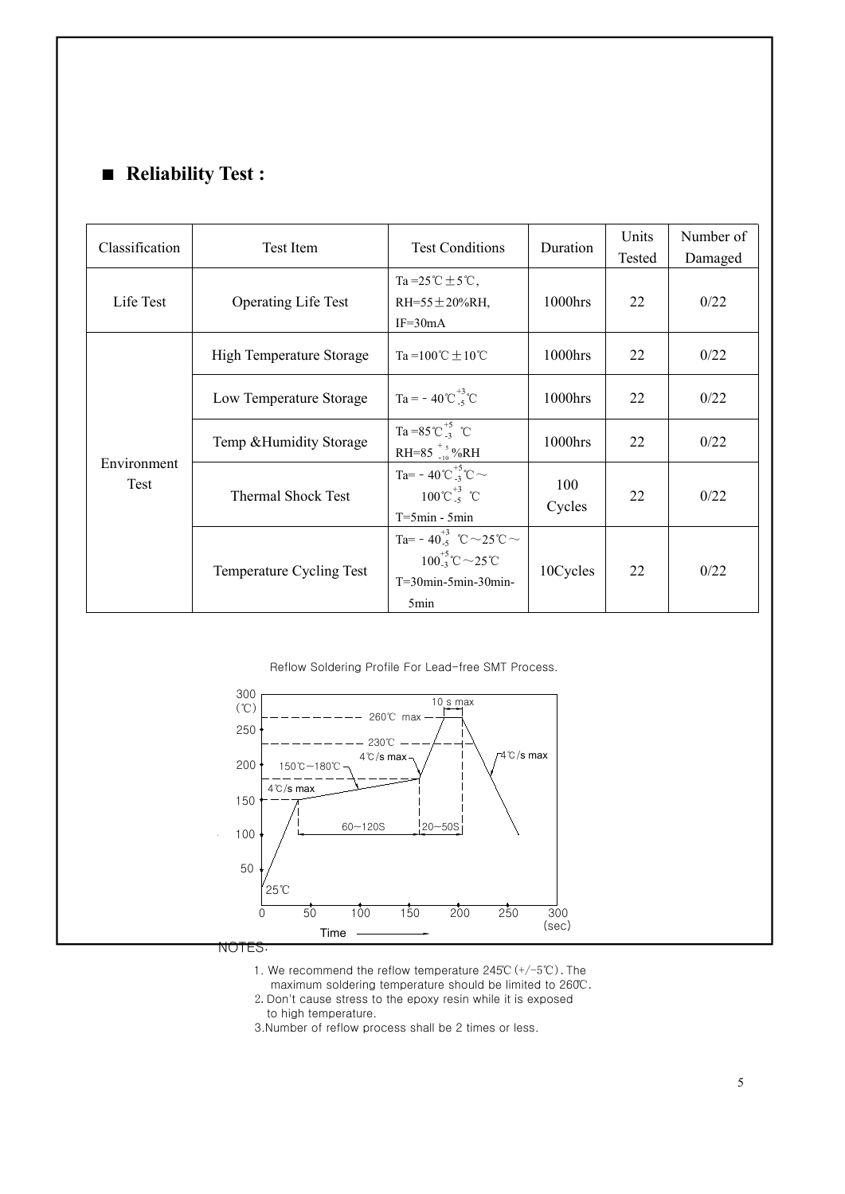## ■ Reliability Test :

| Classification | Test Item | Test Conditions | Duration | Units Tested | Number of Damaged |
|---|---|---|---|---|---|
| Life Test | Operating Life Test | Ta =25℃ ± 5℃, RH=55 ± 20%RH, IF=30mA | 1000hrs | 22 | 0/22 |
| Environment Test | High Temperature Storage | Ta =100℃ ± 10℃ | 1000hrs | 22 | 0/22 |
| | Low Temperature Storage | Ta = - 40℃$^{+3}_{-5}$℃ | 1000hrs | 22 | 0/22 |
| | Temp &Humidity Storage | Ta =85℃$^{+5}_{-3}$ ℃ RH=85 $^{+5}_{-10}$%RH | 1000hrs | 22 | 0/22 |
| | Thermal Shock Test | Ta= - 40℃$^{+5}_{-3}$℃ ~ 100℃$^{+3}_{-5}$ ℃ T=5min - 5min | 100 Cycles | 22 | 0/22 |
| | Temperature Cycling Test | Ta= - 40$^{+3}_{-5}$ ℃ ~ 25℃ ~ 100$^{+5}_{-3}$℃ ~ 25℃ T=30min-5min-30min-5min | 10Cycles | 22 | 0/22 |

Reflow Soldering Profile For Lead-free SMT Process.

NOTES:

1. We recommend the reflow temperature 245℃ (+/-5℃). The maximum soldering temperature should be limited to 260℃.
2. Don't cause stress to the epoxy resin while it is exposed to high temperature.
3. Number of reflow process shall be 2 times or less.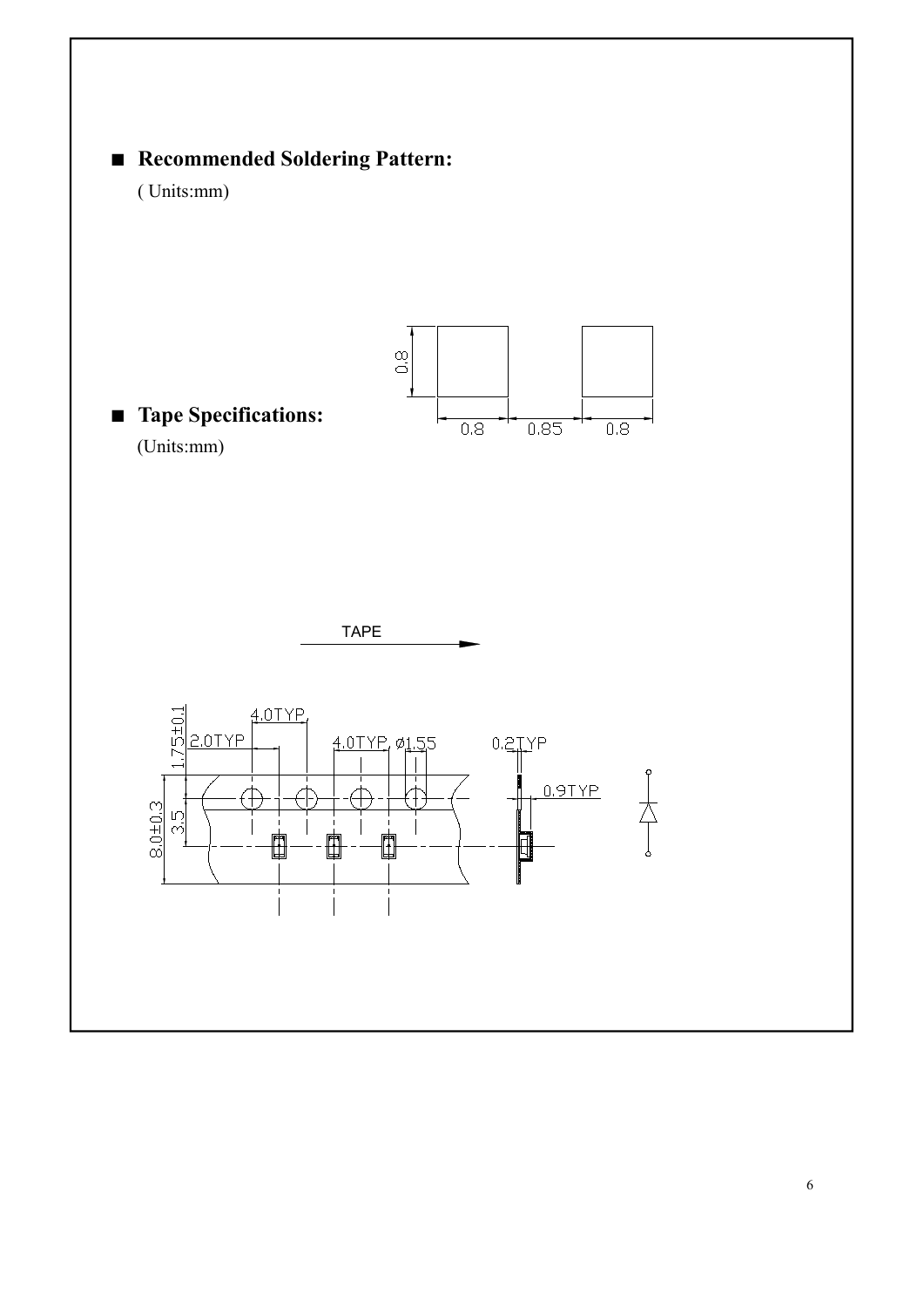## ■ Recommended Soldering Pattern:

( Units:mm)

0.8

0.8 0.85 0.8

## ■ Tape Specifications:

(Units:mm)

TAPE

4.0TYP

1.75±0.1

2.0TYP

4.0TYP Ø1.55

0.2TYP

0.9TYP

8.0±0.3

3.5